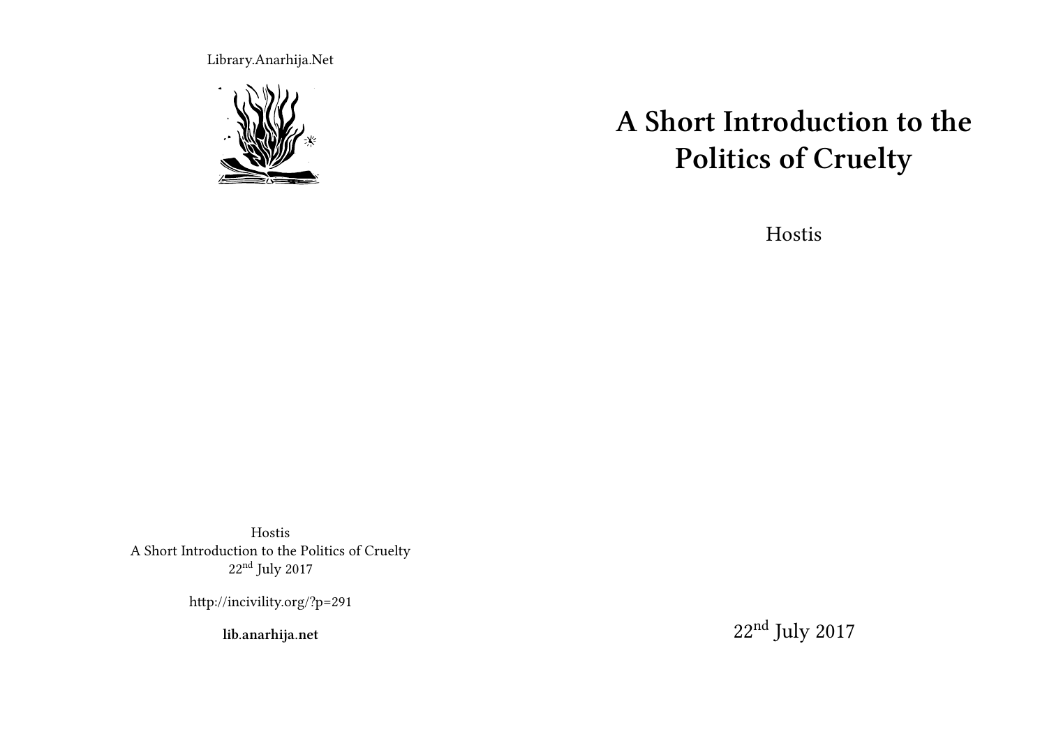Library.Anarhija.Net

# A Short Introduction to the Politics of Cruelty

Hostis

22nd July 2017

Hostis
A Short Introduction to the Politics of Cruelty
22nd July 2017

http://incivility.org/?p=291

**lib.anarhija.net**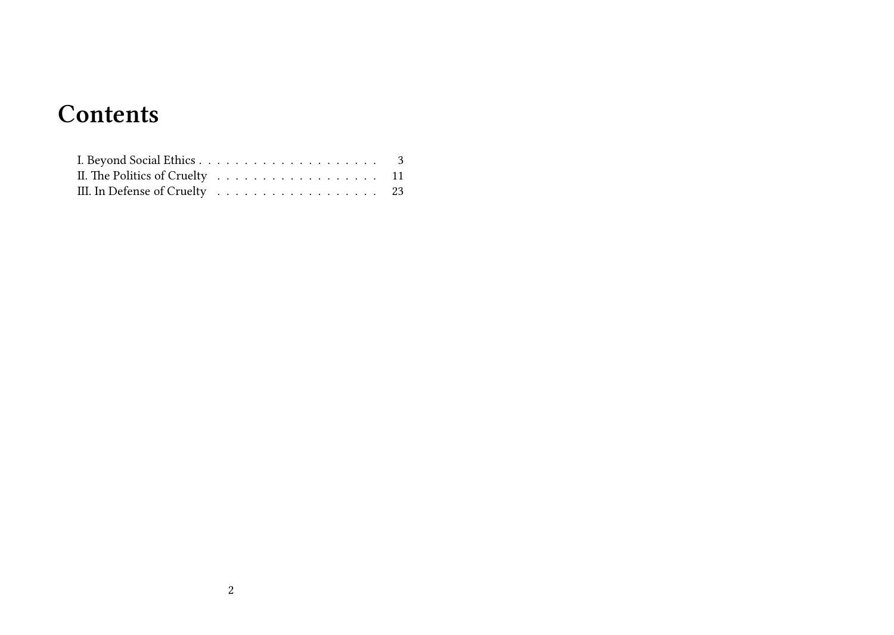# Contents

- I. Beyond Social Ethics . . . . . . . . . . . . . . . . . . . . 3
- II. The Politics of Cruelty . . . . . . . . . . . . . . . . . . 11
- III. In Defense of Cruelty . . . . . . . . . . . . . . . . . . 23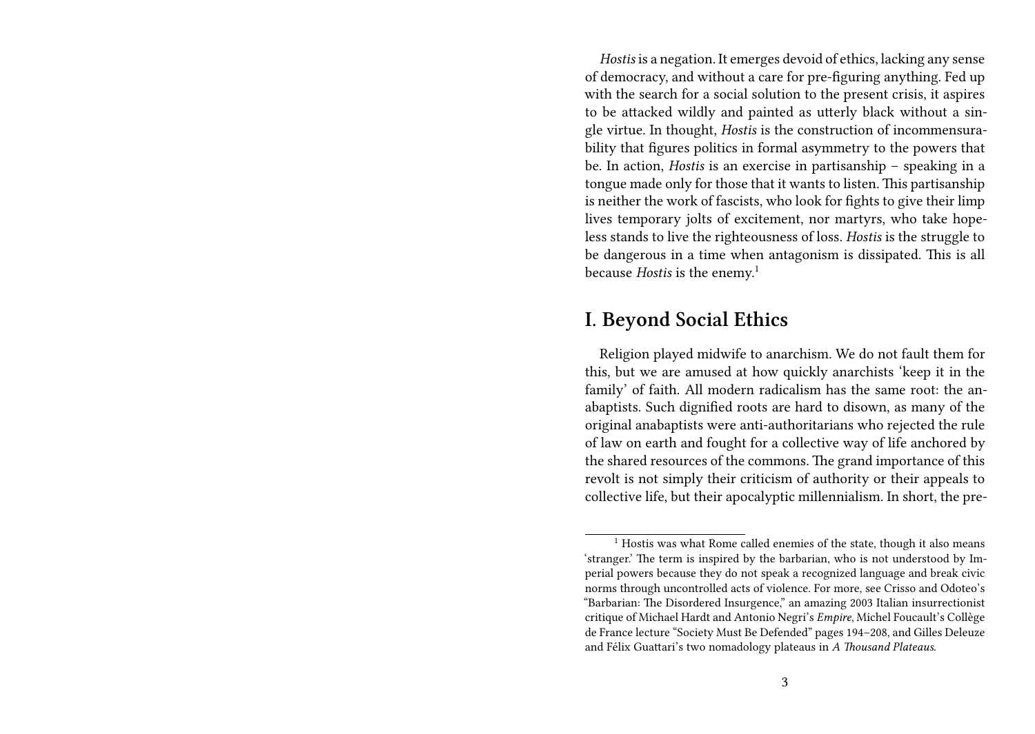*Hostis* is a negation. It emerges devoid of ethics, lacking any sense of democracy, and without a care for pre-figuring anything. Fed up with the search for a social solution to the present crisis, it aspires to be attacked wildly and painted as utterly black without a single virtue. In thought, *Hostis* is the construction of incommensurability that figures politics in formal asymmetry to the powers that be. In action, *Hostis* is an exercise in partisanship – speaking in a tongue made only for those that it wants to listen. This partisanship is neither the work of fascists, who look for fights to give their limp lives temporary jolts of excitement, nor martyrs, who take hopeless stands to live the righteousness of loss. *Hostis* is the struggle to be dangerous in a time when antagonism is dissipated. This is all because *Hostis* is the enemy.[1]

## I. Beyond Social Ethics

Religion played midwife to anarchism. We do not fault them for this, but we are amused at how quickly anarchists 'keep it in the family' of faith. All modern radicalism has the same root: the anabaptists. Such dignified roots are hard to disown, as many of the original anabaptists were anti-authoritarians who rejected the rule of law on earth and fought for a collective way of life anchored by the shared resources of the commons. The grand importance of this revolt is not simply their criticism of authority or their appeals to collective life, but their apocalyptic millennialism. In short, the pre-

[1] Hostis was what Rome called enemies of the state, though it also means 'stranger.' The term is inspired by the barbarian, who is not understood by Imperial powers because they do not speak a recognized language and break civic norms through uncontrolled acts of violence. For more, see Crisso and Odoteo's "Barbarian: The Disordered Insurgence," an amazing 2003 Italian insurrectionist critique of Michael Hardt and Antonio Negri's *Empire*, Michel Foucault's Collège de France lecture "Society Must Be Defended" pages 194–208, and Gilles Deleuze and Félix Guattari's two nomadology plateaus in *A Thousand Plateaus*.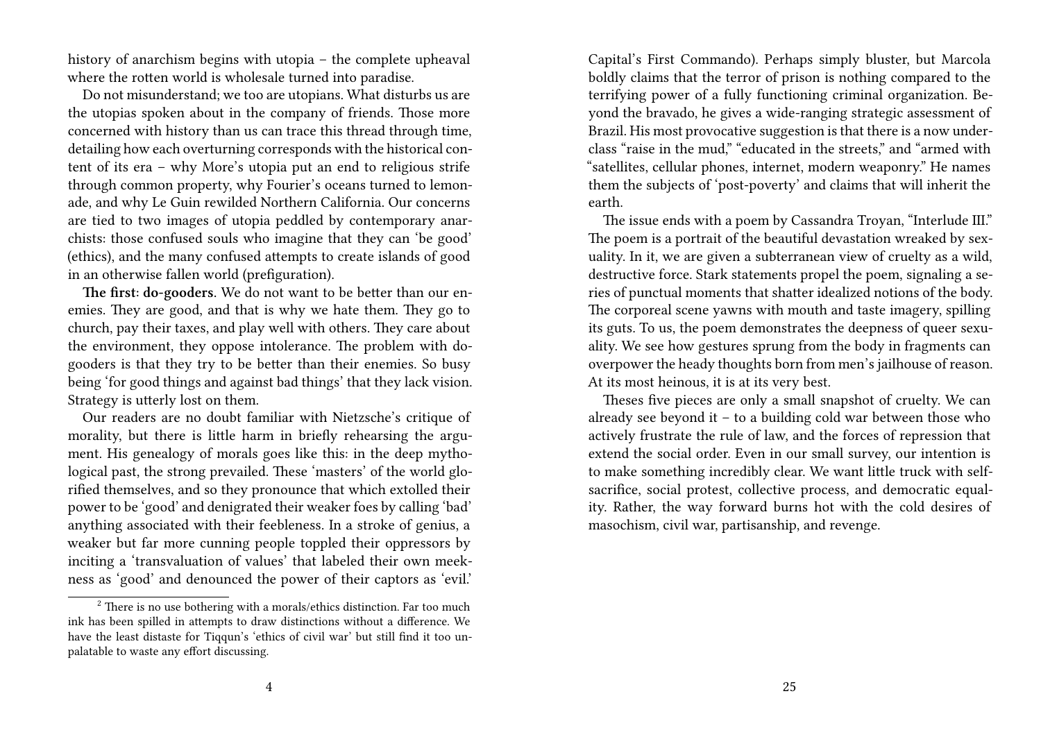history of anarchism begins with utopia – the complete upheaval where the rotten world is wholesale turned into paradise.

Do not misunderstand; we too are utopians. What disturbs us are the utopias spoken about in the company of friends. Those more concerned with history than us can trace this thread through time, detailing how each overturning corresponds with the historical content of its era – why More's utopia put an end to religious strife through common property, why Fourier's oceans turned to lemonade, and why Le Guin rewilded Northern California. Our concerns are tied to two images of utopia peddled by contemporary anarchists: those confused souls who imagine that they can 'be good' (ethics), and the many confused attempts to create islands of good in an otherwise fallen world (prefiguration).

**The first: do-gooders.** We do not want to be better than our enemies. They are good, and that is why we hate them. They go to church, pay their taxes, and play well with others. They care about the environment, they oppose intolerance. The problem with do-gooders is that they try to be better than their enemies. So busy being 'for good things and against bad things' that they lack vision. Strategy is utterly lost on them.

Our readers are no doubt familiar with Nietzsche's critique of morality, but there is little harm in briefly rehearsing the argument. His genealogy of morals goes like this: in the deep mythological past, the strong prevailed. These 'masters' of the world glorified themselves, and so they pronounce that which extolled their power to be 'good' and denigrated their weaker foes by calling 'bad' anything associated with their feebleness. In a stroke of genius, a weaker but far more cunning people toppled their oppressors by inciting a 'transvaluation of values' that labeled their own meekness as 'good' and denounced the power of their captors as 'evil.'

[2] There is no use bothering with a morals/ethics distinction. Far too much ink has been spilled in attempts to draw distinctions without a difference. We have the least distaste for Tiqqun's 'ethics of civil war' but still find it too unpalatable to waste any effort discussing.

Capital's First Commando). Perhaps simply bluster, but Marcola boldly claims that the terror of prison is nothing compared to the terrifying power of a fully functioning criminal organization. Beyond the bravado, he gives a wide-ranging strategic assessment of Brazil. His most provocative suggestion is that there is a now underclass "raise in the mud," "educated in the streets," and "armed with "satellites, cellular phones, internet, modern weaponry." He names them the subjects of 'post-poverty' and claims that will inherit the earth.

The issue ends with a poem by Cassandra Troyan, "Interlude III." The poem is a portrait of the beautiful devastation wreaked by sexuality. In it, we are given a subterranean view of cruelty as a wild, destructive force. Stark statements propel the poem, signaling a series of punctual moments that shatter idealized notions of the body. The corporeal scene yawns with mouth and taste imagery, spilling its guts. To us, the poem demonstrates the deepness of queer sexuality. We see how gestures sprung from the body in fragments can overpower the heady thoughts born from men's jailhouse of reason. At its most heinous, it is at its very best.

Theses five pieces are only a small snapshot of cruelty. We can already see beyond it – to a building cold war between those who actively frustrate the rule of law, and the forces of repression that extend the social order. Even in our small survey, our intention is to make something incredibly clear. We want little truck with self-sacrifice, social protest, collective process, and democratic equality. Rather, the way forward burns hot with the cold desires of masochism, civil war, partisanship, and revenge.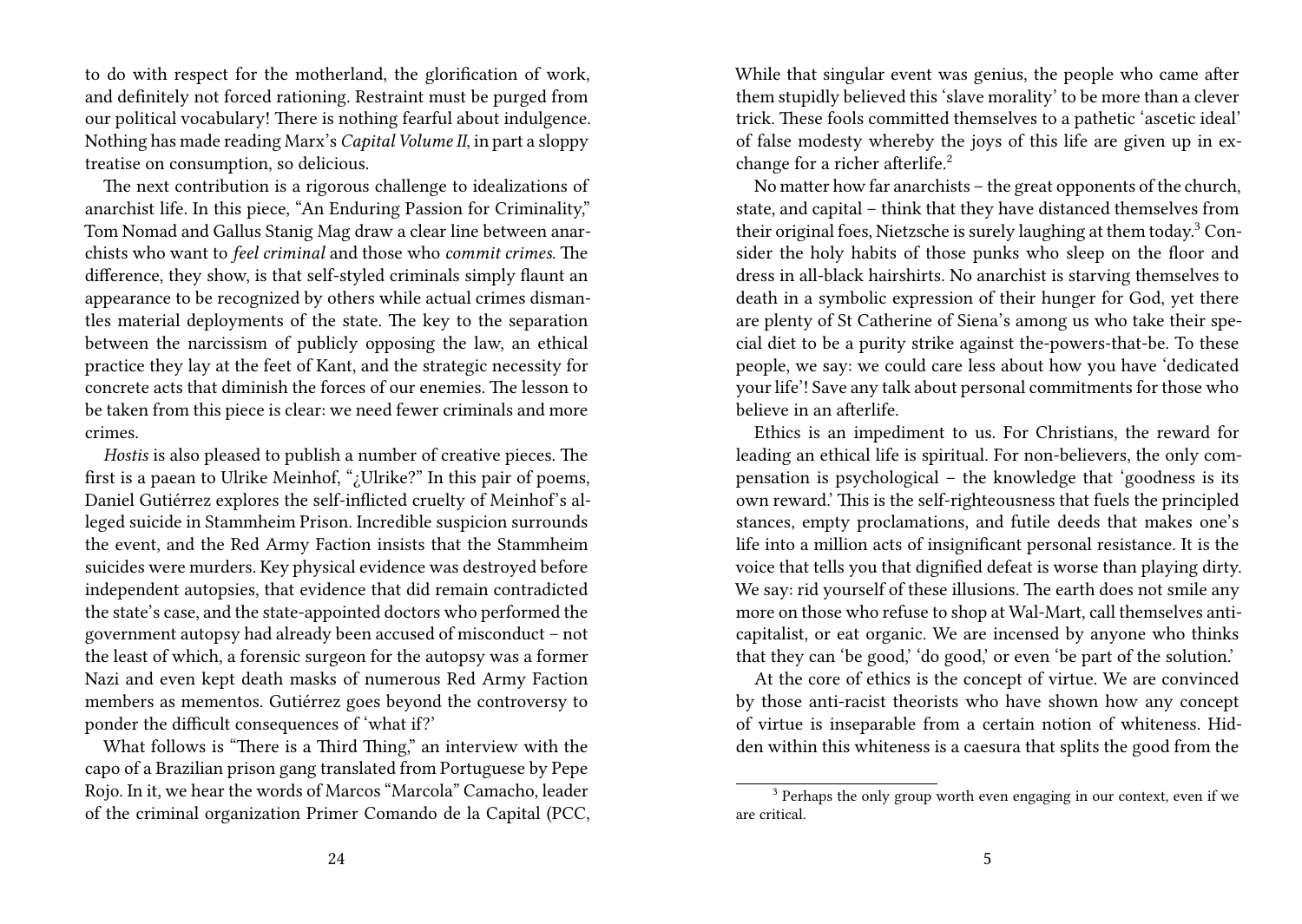to do with respect for the motherland, the glorification of work, and definitely not forced rationing. Restraint must be purged from our political vocabulary! There is nothing fearful about indulgence. Nothing has made reading Marx's *Capital Volume II*, in part a sloppy treatise on consumption, so delicious.

The next contribution is a rigorous challenge to idealizations of anarchist life. In this piece, "An Enduring Passion for Criminality," Tom Nomad and Gallus Stanig Mag draw a clear line between anarchists who want to *feel criminal* and those who *commit crimes*. The difference, they show, is that self-styled criminals simply flaunt an appearance to be recognized by others while actual crimes dismantles material deployments of the state. The key to the separation between the narcissism of publicly opposing the law, an ethical practice they lay at the feet of Kant, and the strategic necessity for concrete acts that diminish the forces of our enemies. The lesson to be taken from this piece is clear: we need fewer criminals and more crimes.

*Hostis* is also pleased to publish a number of creative pieces. The first is a paean to Ulrike Meinhof, "¿Ulrike?" In this pair of poems, Daniel Gutiérrez explores the self-inflicted cruelty of Meinhof's alleged suicide in Stammheim Prison. Incredible suspicion surrounds the event, and the Red Army Faction insists that the Stammheim suicides were murders. Key physical evidence was destroyed before independent autopsies, that evidence that did remain contradicted the state's case, and the state-appointed doctors who performed the government autopsy had already been accused of misconduct – not the least of which, a forensic surgeon for the autopsy was a former Nazi and even kept death masks of numerous Red Army Faction members as mementos. Gutiérrez goes beyond the controversy to ponder the difficult consequences of 'what if?'

What follows is "There is a Third Thing," an interview with the capo of a Brazilian prison gang translated from Portuguese by Pepe Rojo. In it, we hear the words of Marcos "Marcola" Camacho, leader of the criminal organization Primer Comando de la Capital (PCC,

While that singular event was genius, the people who came after them stupidly believed this 'slave morality' to be more than a clever trick. These fools committed themselves to a pathetic 'ascetic ideal' of false modesty whereby the joys of this life are given up in exchange for a richer afterlife.[2]

No matter how far anarchists – the great opponents of the church, state, and capital – think that they have distanced themselves from their original foes, Nietzsche is surely laughing at them today.[3] Consider the holy habits of those punks who sleep on the floor and dress in all-black hairshirts. No anarchist is starving themselves to death in a symbolic expression of their hunger for God, yet there are plenty of St Catherine of Siena's among us who take their special diet to be a purity strike against the-powers-that-be. To these people, we say: we could care less about how you have 'dedicated your life'! Save any talk about personal commitments for those who believe in an afterlife.

Ethics is an impediment to us. For Christians, the reward for leading an ethical life is spiritual. For non-believers, the only compensation is psychological – the knowledge that 'goodness is its own reward.' This is the self-righteousness that fuels the principled stances, empty proclamations, and futile deeds that makes one's life into a million acts of insignificant personal resistance. It is the voice that tells you that dignified defeat is worse than playing dirty. We say: rid yourself of these illusions. The earth does not smile any more on those who refuse to shop at Wal-Mart, call themselves anticapitalist, or eat organic. We are incensed by anyone who thinks that they can 'be good,' 'do good,' or even 'be part of the solution.'

At the core of ethics is the concept of virtue. We are convinced by those anti-racist theorists who have shown how any concept of virtue is inseparable from a certain notion of whiteness. Hidden within this whiteness is a caesura that splits the good from the

[3] Perhaps the only group worth even engaging in our context, even if we are critical.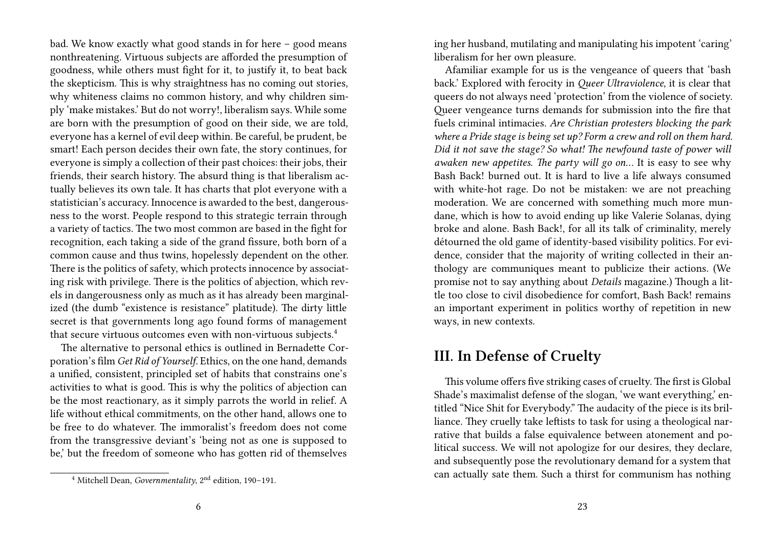bad. We know exactly what good stands in for here – good means nonthreatening. Virtuous subjects are afforded the presumption of goodness, while others must fight for it, to justify it, to beat back the skepticism. This is why straightness has no coming out stories, why whiteness claims no common history, and why children simply 'make mistakes.' But do not worry!, liberalism says. While some are born with the presumption of good on their side, we are told, everyone has a kernel of evil deep within. Be careful, be prudent, be smart! Each person decides their own fate, the story continues, for everyone is simply a collection of their past choices: their jobs, their friends, their search history. The absurd thing is that liberalism actually believes its own tale. It has charts that plot everyone with a statistician's accuracy. Innocence is awarded to the best, dangerousness to the worst. People respond to this strategic terrain through a variety of tactics. The two most common are based in the fight for recognition, each taking a side of the grand fissure, both born of a common cause and thus twins, hopelessly dependent on the other. There is the politics of safety, which protects innocence by associating risk with privilege. There is the politics of abjection, which revels in dangerousness only as much as it has already been marginalized (the dumb "existence is resistance" platitude). The dirty little secret is that governments long ago found forms of management that secure virtuous outcomes even with non-virtuous subjects.[4]

The alternative to personal ethics is outlined in Bernadette Corporation's film *Get Rid of Yourself*. Ethics, on the one hand, demands a unified, consistent, principled set of habits that constrains one's activities to what is good. This is why the politics of abjection can be the most reactionary, as it simply parrots the world in relief. A life without ethical commitments, on the other hand, allows one to be free to do whatever. The immoralist's freedom does not come from the transgressive deviant's 'being not as one is supposed to be,' but the freedom of someone who has gotten rid of themselves

[4] Mitchell Dean, *Governmentality*, 2nd edition, 190–191.

ing her husband, mutilating and manipulating his impotent 'caring' liberalism for her own pleasure.

A familiar example for us is the vengeance of queers that 'bash back.' Explored with ferocity in *Queer Ultraviolence*, it is clear that queers do not always need 'protection' from the violence of society. Queer vengeance turns demands for submission into the fire that fuels criminal intimacies. *Are Christian protesters blocking the park where a Pride stage is being set up? Form a crew and roll on them hard. Did it not save the stage? So what! The newfound taste of power will awaken new appetites. The party will go on…* It is easy to see why Bash Back! burned out. It is hard to live a life always consumed with white-hot rage. Do not be mistaken: we are not preaching moderation. We are concerned with something much more mundane, which is how to avoid ending up like Valerie Solanas, dying broke and alone. Bash Back!, for all its talk of criminality, merely détourned the old game of identity-based visibility politics. For evidence, consider that the majority of writing collected in their anthology are communiques meant to publicize their actions. (We promise not to say anything about *Details* magazine.) Though a little too close to civil disobedience for comfort, Bash Back! remains an important experiment in politics worthy of repetition in new ways, in new contexts.

## III. In Defense of Cruelty

This volume offers five striking cases of cruelty. The first is Global Shade's maximalist defense of the slogan, 'we want everything,' entitled "Nice Shit for Everybody." The audacity of the piece is its brilliance. They cruelly take leftists to task for using a theological narrative that builds a false equivalence between atonement and political success. We will not apologize for our desires, they declare, and subsequently pose the revolutionary demand for a system that can actually sate them. Such a thirst for communism has nothing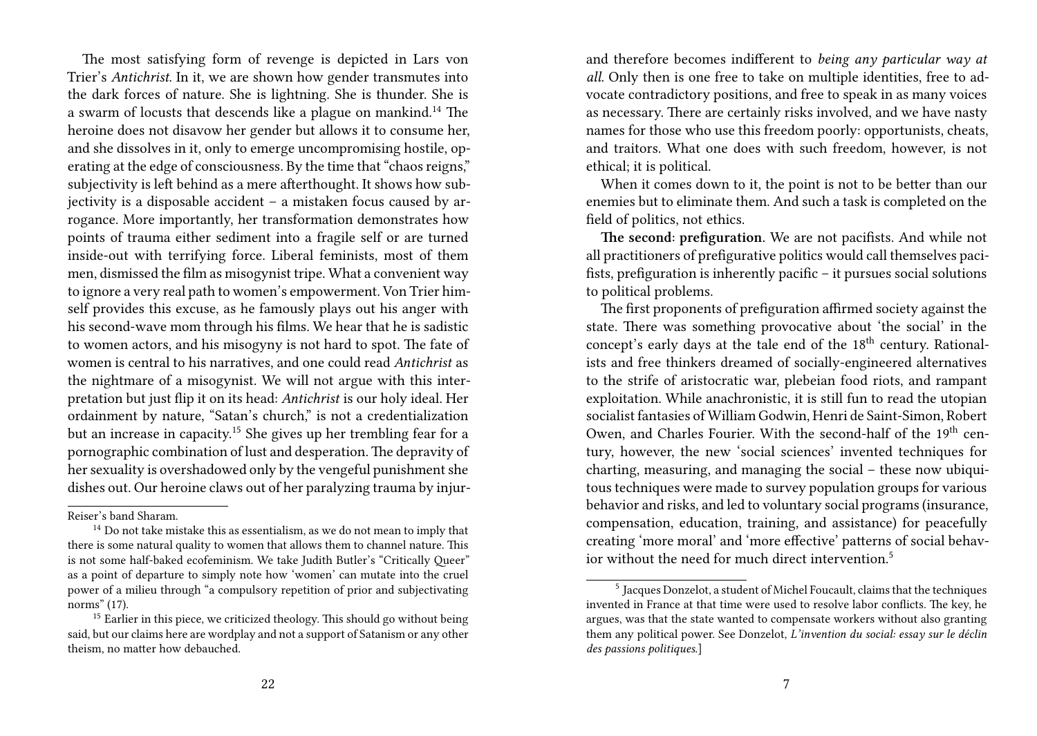The most satisfying form of revenge is depicted in Lars von Trier's *Antichrist*. In it, we are shown how gender transmutes into the dark forces of nature. She is lightning. She is thunder. She is a swarm of locusts that descends like a plague on mankind.[14] The heroine does not disavow her gender but allows it to consume her, and she dissolves in it, only to emerge uncompromising hostile, operating at the edge of consciousness. By the time that "chaos reigns," subjectivity is left behind as a mere afterthought. It shows how subjectivity is a disposable accident – a mistaken focus caused by arrogance. More importantly, her transformation demonstrates how points of trauma either sediment into a fragile self or are turned inside-out with terrifying force. Liberal feminists, most of them men, dismissed the film as misogynist tripe. What a convenient way to ignore a very real path to women's empowerment. Von Trier himself provides this excuse, as he famously plays out his anger with his second-wave mom through his films. We hear that he is sadistic to women actors, and his misogyny is not hard to spot. The fate of women is central to his narratives, and one could read *Antichrist* as the nightmare of a misogynist. We will not argue with this interpretation but just flip it on its head: *Antichrist* is our holy ideal. Her ordainment by nature, "Satan's church," is not a credentialization but an increase in capacity.[15] She gives up her trembling fear for a pornographic combination of lust and desperation. The depravity of her sexuality is overshadowed only by the vengeful punishment she dishes out. Our heroine claws out of her paralyzing trauma by injur-

Reiser's band Sharam.

[14] Do not take mistake this as essentialism, as we do not mean to imply that there is some natural quality to women that allows them to channel nature. This is not some half-baked ecofeminism. We take Judith Butler's "Critically Queer" as a point of departure to simply note how 'women' can mutate into the cruel power of a milieu through "a compulsory repetition of prior and subjectivating norms" (17).

[15] Earlier in this piece, we criticized theology. This should go without being said, but our claims here are wordplay and not a support of Satanism or any other theism, no matter how debauched.

and therefore becomes indifferent to *being any particular way at all*. Only then is one free to take on multiple identities, free to advocate contradictory positions, and free to speak in as many voices as necessary. There are certainly risks involved, and we have nasty names for those who use this freedom poorly: opportunists, cheats, and traitors. What one does with such freedom, however, is not ethical; it is political.

When it comes down to it, the point is not to be better than our enemies but to eliminate them. And such a task is completed on the field of politics, not ethics.

**The second: prefiguration.** We are not pacifists. And while not all practitioners of prefigurative politics would call themselves pacifists, prefiguration is inherently pacific – it pursues social solutions to political problems.

The first proponents of prefiguration affirmed society against the state. There was something provocative about 'the social' in the concept's early days at the tale end of the 18th century. Rationalists and free thinkers dreamed of socially-engineered alternatives to the strife of aristocratic war, plebeian food riots, and rampant exploitation. While anachronistic, it is still fun to read the utopian socialist fantasies of William Godwin, Henri de Saint-Simon, Robert Owen, and Charles Fourier. With the second-half of the 19th century, however, the new 'social sciences' invented techniques for charting, measuring, and managing the social – these now ubiquitous techniques were made to survey population groups for various behavior and risks, and led to voluntary social programs (insurance, compensation, education, training, and assistance) for peacefully creating 'more moral' and 'more effective' patterns of social behavior without the need for much direct intervention.[5]

[5] Jacques Donzelot, a student of Michel Foucault, claims that the techniques invented in France at that time were used to resolve labor conflicts. The key, he argues, was that the state wanted to compensate workers without also granting them any political power. See Donzelot, *L'invention du social: essay sur le déclin des passions politiques*.]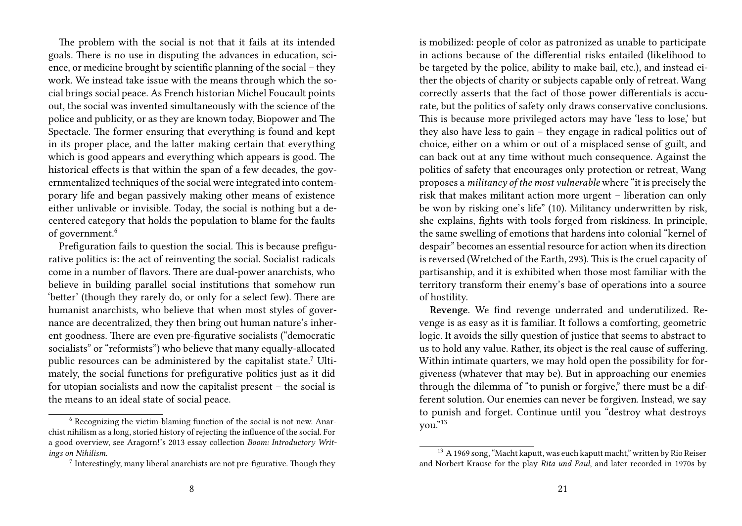The problem with the social is not that it fails at its intended goals. There is no use in disputing the advances in education, science, or medicine brought by scientific planning of the social – they work. We instead take issue with the means through which the social brings social peace. As French historian Michel Foucault points out, the social was invented simultaneously with the science of the police and publicity, or as they are known today, Biopower and The Spectacle. The former ensuring that everything is found and kept in its proper place, and the latter making certain that everything which is good appears and everything which appears is good. The historical effects is that within the span of a few decades, the governmentalized techniques of the social were integrated into contemporary life and began passively making other means of existence either unlivable or invisible. Today, the social is nothing but a decentered category that holds the population to blame for the faults of government.[6]

Prefiguration fails to question the social. This is because prefigurative politics is: the act of reinventing the social. Socialist radicals come in a number of flavors. There are dual-power anarchists, who believe in building parallel social institutions that somehow run 'better' (though they rarely do, or only for a select few). There are humanist anarchists, who believe that when most styles of governance are decentralized, they then bring out human nature's inherent goodness. There are even pre-figurative socialists ("democratic socialists" or "reformists") who believe that many equally-allocated public resources can be administered by the capitalist state.[7] Ultimately, the social functions for prefigurative politics just as it did for utopian socialists and now the capitalist present – the social is the means to an ideal state of social peace.

[6] Recognizing the victim-blaming function of the social is not new. Anarchist nihilism as a long, storied history of rejecting the influence of the social. For a good overview, see Aragorn!'s 2013 essay collection *Boom: Introductory Writings on Nihilism.*

[7] Interestingly, many liberal anarchists are not pre-figurative. Though they

is mobilized: people of color as patronized as unable to participate in actions because of the differential risks entailed (likelihood to be targeted by the police, ability to make bail, etc.), and instead either the objects of charity or subjects capable only of retreat. Wang correctly asserts that the fact of those power differentials is accurate, but the politics of safety only draws conservative conclusions. This is because more privileged actors may have 'less to lose,' but they also have less to gain – they engage in radical politics out of choice, either on a whim or out of a misplaced sense of guilt, and can back out at any time without much consequence. Against the politics of safety that encourages only protection or retreat, Wang proposes a *militancy of the most vulnerable* where "it is precisely the risk that makes militant action more urgent – liberation can only be won by risking one's life" (10). Militancy underwritten by risk, she explains, fights with tools forged from riskiness. In principle, the same swelling of emotions that hardens into colonial "kernel of despair" becomes an essential resource for action when its direction is reversed (Wretched of the Earth, 293). This is the cruel capacity of partisanship, and it is exhibited when those most familiar with the territory transform their enemy's base of operations into a source of hostility.

**Revenge**. We find revenge underrated and underutilized. Revenge is as easy as it is familiar. It follows a comforting, geometric logic. It avoids the silly question of justice that seems to abstract to us to hold any value. Rather, its object is the real cause of suffering. Within intimate quarters, we may hold open the possibility for forgiveness (whatever that may be). But in approaching our enemies through the dilemma of "to punish or forgive," there must be a different solution. Our enemies can never be forgiven. Instead, we say to punish and forget. Continue until you "destroy what destroys you."[13]

[13] A 1969 song, "Macht kaputt, was euch kaputt macht," written by Rio Reiser and Norbert Krause for the play *Rita und Paul*, and later recorded in 1970s by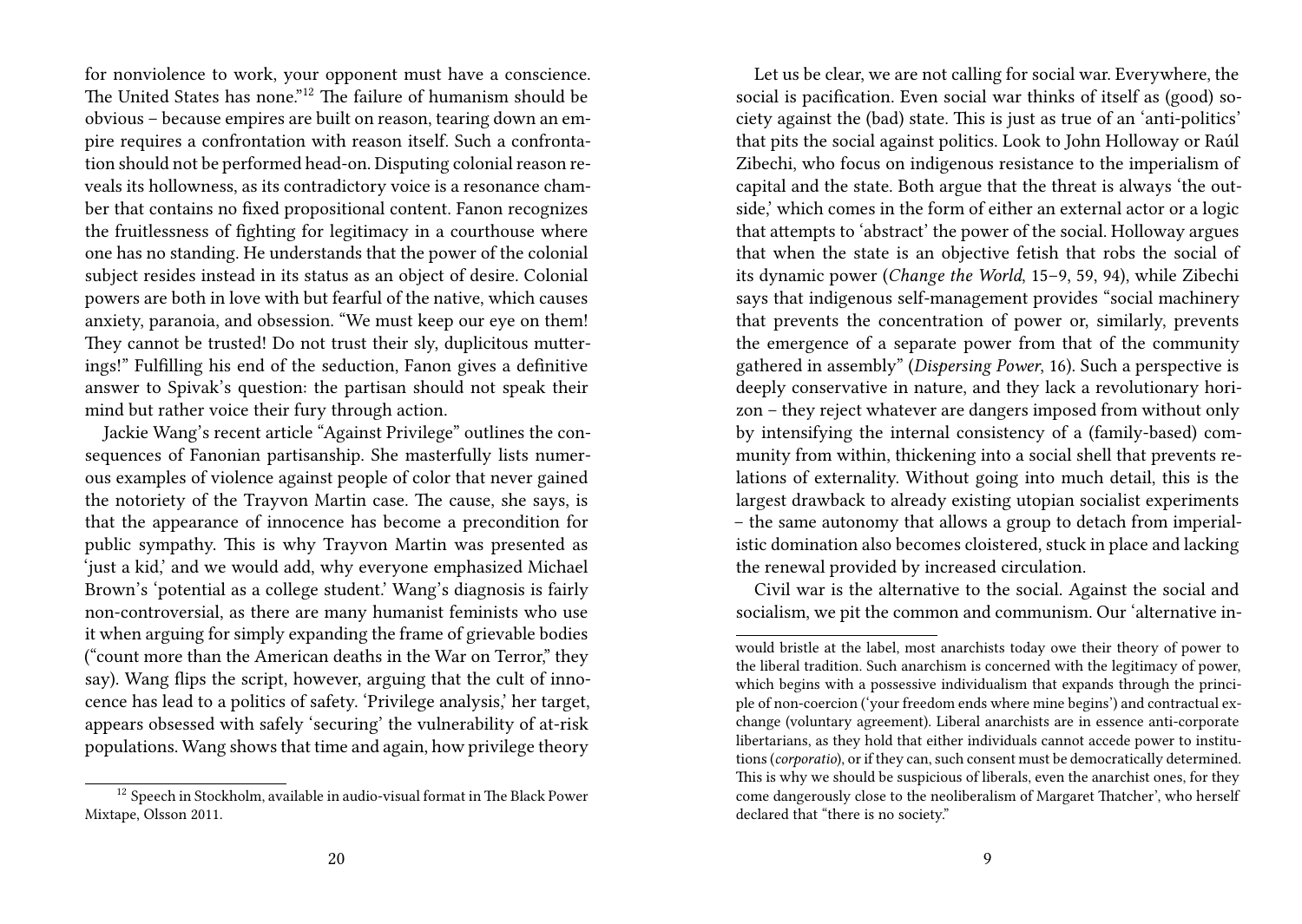for nonviolence to work, your opponent must have a conscience. The United States has none."[12] The failure of humanism should be obvious – because empires are built on reason, tearing down an empire requires a confrontation with reason itself. Such a confrontation should not be performed head-on. Disputing colonial reason reveals its hollowness, as its contradictory voice is a resonance chamber that contains no fixed propositional content. Fanon recognizes the fruitlessness of fighting for legitimacy in a courthouse where one has no standing. He understands that the power of the colonial subject resides instead in its status as an object of desire. Colonial powers are both in love with but fearful of the native, which causes anxiety, paranoia, and obsession. "We must keep our eye on them! They cannot be trusted! Do not trust their sly, duplicitous mutterings!" Fulfilling his end of the seduction, Fanon gives a definitive answer to Spivak's question: the partisan should not speak their mind but rather voice their fury through action.

Jackie Wang's recent article "Against Privilege" outlines the consequences of Fanonian partisanship. She masterfully lists numerous examples of violence against people of color that never gained the notoriety of the Trayvon Martin case. The cause, she says, is that the appearance of innocence has become a precondition for public sympathy. This is why Trayvon Martin was presented as 'just a kid,' and we would add, why everyone emphasized Michael Brown's 'potential as a college student.' Wang's diagnosis is fairly non-controversial, as there are many humanist feminists who use it when arguing for simply expanding the frame of grievable bodies ("count more than the American deaths in the War on Terror," they say). Wang flips the script, however, arguing that the cult of innocence has lead to a politics of safety. 'Privilege analysis,' her target, appears obsessed with safely 'securing' the vulnerability of at-risk populations. Wang shows that time and again, how privilege theory

[12] Speech in Stockholm, available in audio-visual format in The Black Power Mixtape, Olsson 2011.

Let us be clear, we are not calling for social war. Everywhere, the social is pacification. Even social war thinks of itself as (good) society against the (bad) state. This is just as true of an 'anti-politics' that pits the social against politics. Look to John Holloway or Raúl Zibechi, who focus on indigenous resistance to the imperialism of capital and the state. Both argue that the threat is always 'the outside,' which comes in the form of either an external actor or a logic that attempts to 'abstract' the power of the social. Holloway argues that when the state is an objective fetish that robs the social of its dynamic power (*Change the World*, 15–9, 59, 94), while Zibechi says that indigenous self-management provides "social machinery that prevents the concentration of power or, similarly, prevents the emergence of a separate power from that of the community gathered in assembly" (*Dispersing Power*, 16). Such a perspective is deeply conservative in nature, and they lack a revolutionary horizon – they reject whatever are dangers imposed from without only by intensifying the internal consistency of a (family-based) community from within, thickening into a social shell that prevents relations of externality. Without going into much detail, this is the largest drawback to already existing utopian socialist experiments – the same autonomy that allows a group to detach from imperialistic domination also becomes cloistered, stuck in place and lacking the renewal provided by increased circulation.

Civil war is the alternative to the social. Against the social and socialism, we pit the common and communism. Our 'alternative in-

would bristle at the label, most anarchists today owe their theory of power to the liberal tradition. Such anarchism is concerned with the legitimacy of power, which begins with a possessive individualism that expands through the principle of non-coercion ('your freedom ends where mine begins') and contractual exchange (voluntary agreement). Liberal anarchists are in essence anti-corporate libertarians, as they hold that either individuals cannot accede power to institutions (*corporatio*), or if they can, such consent must be democratically determined. This is why we should be suspicious of liberals, even the anarchist ones, for they come dangerously close to the neoliberalism of Margaret Thatcher', who herself declared that "there is no society."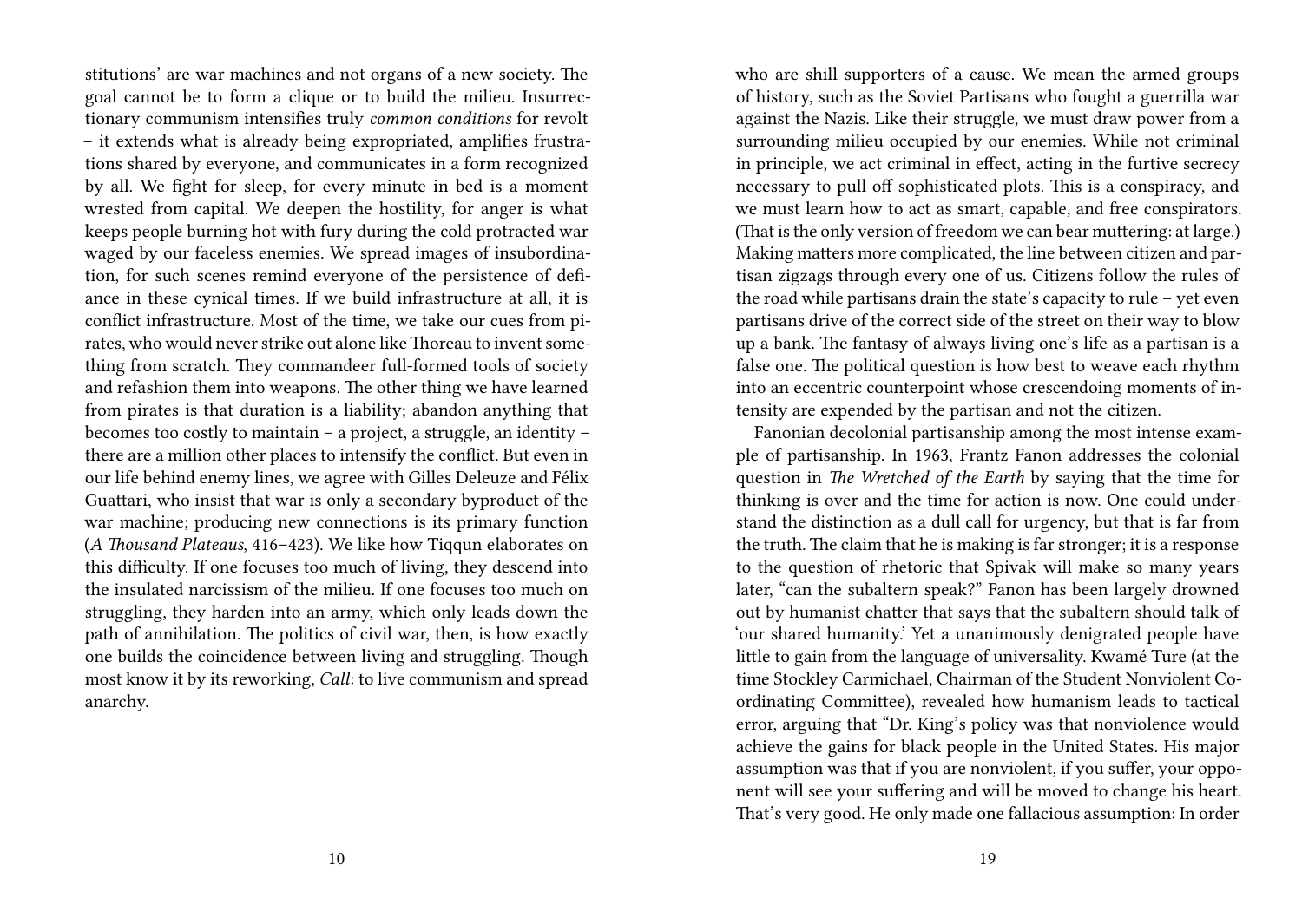stitutions' are war machines and not organs of a new society. The goal cannot be to form a clique or to build the milieu. Insurrectionary communism intensifies truly *common conditions* for revolt – it extends what is already being expropriated, amplifies frustrations shared by everyone, and communicates in a form recognized by all. We fight for sleep, for every minute in bed is a moment wrested from capital. We deepen the hostility, for anger is what keeps people burning hot with fury during the cold protracted war waged by our faceless enemies. We spread images of insubordination, for such scenes remind everyone of the persistence of defiance in these cynical times. If we build infrastructure at all, it is conflict infrastructure. Most of the time, we take our cues from pirates, who would never strike out alone like Thoreau to invent something from scratch. They commandeer full-formed tools of society and refashion them into weapons. The other thing we have learned from pirates is that duration is a liability; abandon anything that becomes too costly to maintain – a project, a struggle, an identity – there are a million other places to intensify the conflict. But even in our life behind enemy lines, we agree with Gilles Deleuze and Félix Guattari, who insist that war is only a secondary byproduct of the war machine; producing new connections is its primary function (*A Thousand Plateaus*, 416–423). We like how Tiqqun elaborates on this difficulty. If one focuses too much of living, they descend into the insulated narcissism of the milieu. If one focuses too much on struggling, they harden into an army, which only leads down the path of annihilation. The politics of civil war, then, is how exactly one builds the coincidence between living and struggling. Though most know it by its reworking, *Call*: to live communism and spread anarchy.

who are shill supporters of a cause. We mean the armed groups of history, such as the Soviet Partisans who fought a guerrilla war against the Nazis. Like their struggle, we must draw power from a surrounding milieu occupied by our enemies. While not criminal in principle, we act criminal in effect, acting in the furtive secrecy necessary to pull off sophisticated plots. This is a conspiracy, and we must learn how to act as smart, capable, and free conspirators. (That is the only version of freedom we can bear muttering: at large.) Making matters more complicated, the line between citizen and partisan zigzags through every one of us. Citizens follow the rules of the road while partisans drain the state's capacity to rule – yet even partisans drive of the correct side of the street on their way to blow up a bank. The fantasy of always living one's life as a partisan is a false one. The political question is how best to weave each rhythm into an eccentric counterpoint whose crescendoing moments of intensity are expended by the partisan and not the citizen.

Fanonian decolonial partisanship among the most intense example of partisanship. In 1963, Frantz Fanon addresses the colonial question in *The Wretched of the Earth* by saying that the time for thinking is over and the time for action is now. One could understand the distinction as a dull call for urgency, but that is far from the truth. The claim that he is making is far stronger; it is a response to the question of rhetoric that Spivak will make so many years later, "can the subaltern speak?" Fanon has been largely drowned out by humanist chatter that says that the subaltern should talk of 'our shared humanity.' Yet a unanimously denigrated people have little to gain from the language of universality. Kwamé Ture (at the time Stockley Carmichael, Chairman of the Student Nonviolent Coordinating Committee), revealed how humanism leads to tactical error, arguing that "Dr. King's policy was that nonviolence would achieve the gains for black people in the United States. His major assumption was that if you are nonviolent, if you suffer, your opponent will see your suffering and will be moved to change his heart. That's very good. He only made one fallacious assumption: In order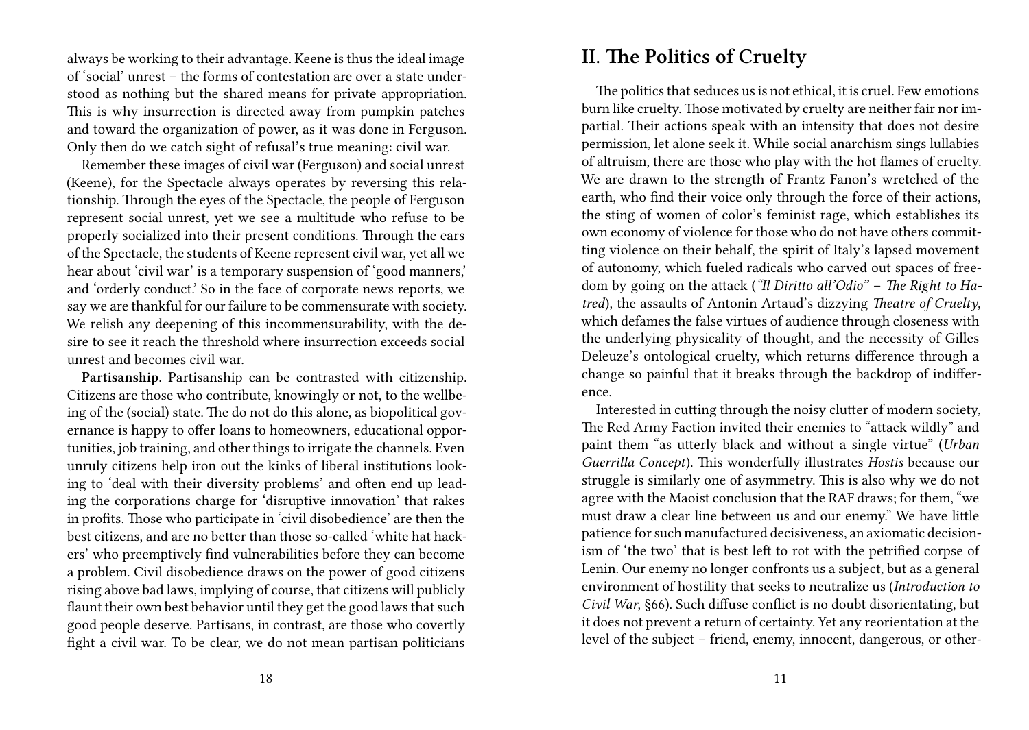always be working to their advantage. Keene is thus the ideal image of 'social' unrest – the forms of contestation are over a state understood as nothing but the shared means for private appropriation. This is why insurrection is directed away from pumpkin patches and toward the organization of power, as it was done in Ferguson. Only then do we catch sight of refusal's true meaning: civil war.

Remember these images of civil war (Ferguson) and social unrest (Keene), for the Spectacle always operates by reversing this relationship. Through the eyes of the Spectacle, the people of Ferguson represent social unrest, yet we see a multitude who refuse to be properly socialized into their present conditions. Through the ears of the Spectacle, the students of Keene represent civil war, yet all we hear about 'civil war' is a temporary suspension of 'good manners,' and 'orderly conduct.' So in the face of corporate news reports, we say we are thankful for our failure to be commensurate with society. We relish any deepening of this incommensurability, with the desire to see it reach the threshold where insurrection exceeds social unrest and becomes civil war.

**Partisanship**. Partisanship can be contrasted with citizenship. Citizens are those who contribute, knowingly or not, to the wellbeing of the (social) state. The do not do this alone, as biopolitical governance is happy to offer loans to homeowners, educational opportunities, job training, and other things to irrigate the channels. Even unruly citizens help iron out the kinks of liberal institutions looking to 'deal with their diversity problems' and often end up leading the corporations charge for 'disruptive innovation' that rakes in profits. Those who participate in 'civil disobedience' are then the best citizens, and are no better than those so-called 'white hat hackers' who preemptively find vulnerabilities before they can become a problem. Civil disobedience draws on the power of good citizens rising above bad laws, implying of course, that citizens will publicly flaunt their own best behavior until they get the good laws that such good people deserve. Partisans, in contrast, are those who covertly fight a civil war. To be clear, we do not mean partisan politicians

## II. The Politics of Cruelty

The politics that seduces us is not ethical, it is cruel. Few emotions burn like cruelty. Those motivated by cruelty are neither fair nor impartial. Their actions speak with an intensity that does not desire permission, let alone seek it. While social anarchism sings lullabies of altruism, there are those who play with the hot flames of cruelty. We are drawn to the strength of Frantz Fanon's wretched of the earth, who find their voice only through the force of their actions, the sting of women of color's feminist rage, which establishes its own economy of violence for those who do not have others committing violence on their behalf, the spirit of Italy's lapsed movement of autonomy, which fueled radicals who carved out spaces of freedom by going on the attack (*"Il Diritto all'Odio" – The Right to Hatred*), the assaults of Antonin Artaud's dizzying *Theatre of Cruelty*, which defames the false virtues of audience through closeness with the underlying physicality of thought, and the necessity of Gilles Deleuze's ontological cruelty, which returns difference through a change so painful that it breaks through the backdrop of indifference.

Interested in cutting through the noisy clutter of modern society, The Red Army Faction invited their enemies to "attack wildly" and paint them "as utterly black and without a single virtue" (*Urban Guerrilla Concept*). This wonderfully illustrates *Hostis* because our struggle is similarly one of asymmetry. This is also why we do not agree with the Maoist conclusion that the RAF draws; for them, "we must draw a clear line between us and our enemy." We have little patience for such manufactured decisiveness, an axiomatic decisionism of 'the two' that is best left to rot with the petrified corpse of Lenin. Our enemy no longer confronts us a subject, but as a general environment of hostility that seeks to neutralize us (*Introduction to Civil War*, §66). Such diffuse conflict is no doubt disorientating, but it does not prevent a return of certainty. Yet any reorientation at the level of the subject – friend, enemy, innocent, dangerous, or other-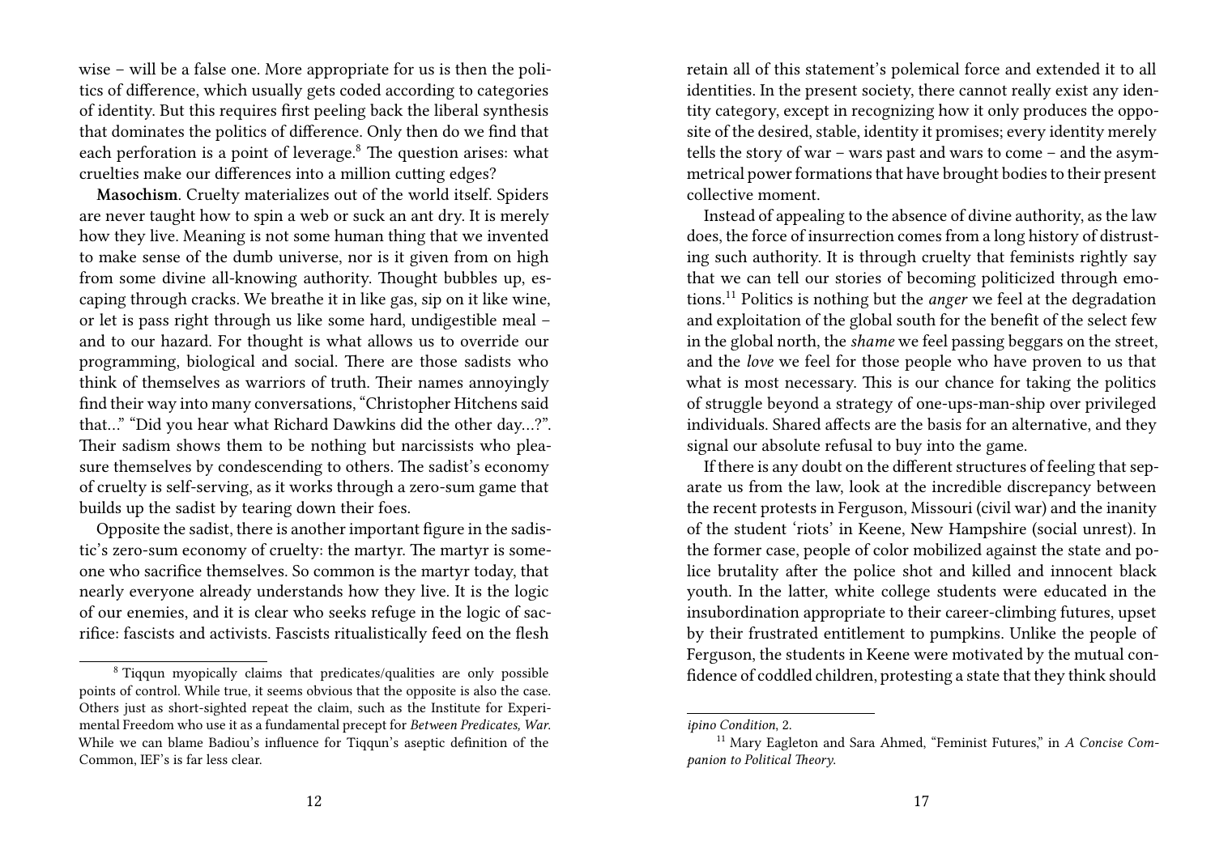wise – will be a false one. More appropriate for us is then the politics of difference, which usually gets coded according to categories of identity. But this requires first peeling back the liberal synthesis that dominates the politics of difference. Only then do we find that each perforation is a point of leverage.[8] The question arises: what cruelties make our differences into a million cutting edges?

**Masochism**. Cruelty materializes out of the world itself. Spiders are never taught how to spin a web or suck an ant dry. It is merely how they live. Meaning is not some human thing that we invented to make sense of the dumb universe, nor is it given from on high from some divine all-knowing authority. Thought bubbles up, escaping through cracks. We breathe it in like gas, sip on it like wine, or let is pass right through us like some hard, undigestible meal – and to our hazard. For thought is what allows us to override our programming, biological and social. There are those sadists who think of themselves as warriors of truth. Their names annoyingly find their way into many conversations, "Christopher Hitchens said that…" "Did you hear what Richard Dawkins did the other day…?". Their sadism shows them to be nothing but narcissists who pleasure themselves by condescending to others. The sadist's economy of cruelty is self-serving, as it works through a zero-sum game that builds up the sadist by tearing down their foes.

Opposite the sadist, there is another important figure in the sadistic's zero-sum economy of cruelty: the martyr. The martyr is someone who sacrifice themselves. So common is the martyr today, that nearly everyone already understands how they live. It is the logic of our enemies, and it is clear who seeks refuge in the logic of sacrifice: fascists and activists. Fascists ritualistically feed on the flesh

[8] Tiqqun myopically claims that predicates/qualities are only possible points of control. While true, it seems obvious that the opposite is also the case. Others just as short-sighted repeat the claim, such as the Institute for Experimental Freedom who use it as a fundamental precept for *Between Predicates, War*. While we can blame Badiou's influence for Tiqqun's aseptic definition of the Common, IEF's is far less clear.

retain all of this statement's polemical force and extended it to all identities. In the present society, there cannot really exist any identity category, except in recognizing how it only produces the opposite of the desired, stable, identity it promises; every identity merely tells the story of war – wars past and wars to come – and the asymmetrical power formations that have brought bodies to their present collective moment.

Instead of appealing to the absence of divine authority, as the law does, the force of insurrection comes from a long history of distrusting such authority. It is through cruelty that feminists rightly say that we can tell our stories of becoming politicized through emotions.[11] Politics is nothing but the *anger* we feel at the degradation and exploitation of the global south for the benefit of the select few in the global north, the *shame* we feel passing beggars on the street, and the *love* we feel for those people who have proven to us that what is most necessary. This is our chance for taking the politics of struggle beyond a strategy of one-ups-man-ship over privileged individuals. Shared affects are the basis for an alternative, and they signal our absolute refusal to buy into the game.

If there is any doubt on the different structures of feeling that separate us from the law, look at the incredible discrepancy between the recent protests in Ferguson, Missouri (civil war) and the inanity of the student 'riots' in Keene, New Hampshire (social unrest). In the former case, people of color mobilized against the state and police brutality after the police shot and killed and innocent black youth. In the latter, white college students were educated in the insubordination appropriate to their career-climbing futures, upset by their frustrated entitlement to pumpkins. Unlike the people of Ferguson, the students in Keene were motivated by the mutual confidence of coddled children, protesting a state that they think should

*ipino Condition*, 2.

[11] Mary Eagleton and Sara Ahmed, "Feminist Futures," in *A Concise Companion to Political Theory.*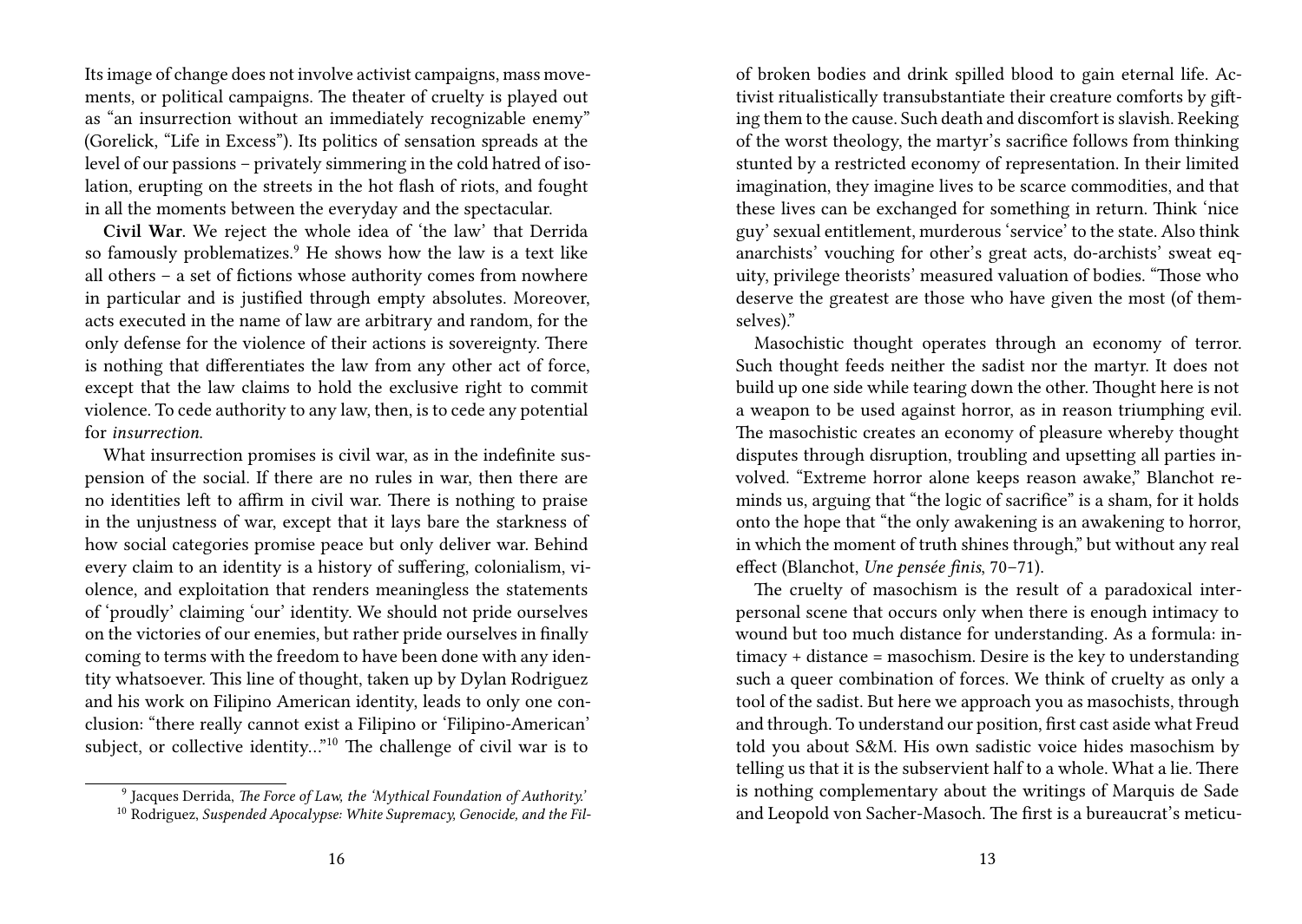Its image of change does not involve activist campaigns, mass movements, or political campaigns. The theater of cruelty is played out as "an insurrection without an immediately recognizable enemy" (Gorelick, "Life in Excess"). Its politics of sensation spreads at the level of our passions – privately simmering in the cold hatred of isolation, erupting on the streets in the hot flash of riots, and fought in all the moments between the everyday and the spectacular.

**Civil War**. We reject the whole idea of 'the law' that Derrida so famously problematizes.[9] He shows how the law is a text like all others – a set of fictions whose authority comes from nowhere in particular and is justified through empty absolutes. Moreover, acts executed in the name of law are arbitrary and random, for the only defense for the violence of their actions is sovereignty. There is nothing that differentiates the law from any other act of force, except that the law claims to hold the exclusive right to commit violence. To cede authority to any law, then, is to cede any potential for *insurrection*.

What insurrection promises is civil war, as in the indefinite suspension of the social. If there are no rules in war, then there are no identities left to affirm in civil war. There is nothing to praise in the unjustness of war, except that it lays bare the starkness of how social categories promise peace but only deliver war. Behind every claim to an identity is a history of suffering, colonialism, violence, and exploitation that renders meaningless the statements of 'proudly' claiming 'our' identity. We should not pride ourselves on the victories of our enemies, but rather pride ourselves in finally coming to terms with the freedom to have been done with any identity whatsoever. This line of thought, taken up by Dylan Rodriguez and his work on Filipino American identity, leads to only one conclusion: "there really cannot exist a Filipino or 'Filipino-American' subject, or collective identity…"[10] The challenge of civil war is to

[9] Jacques Derrida, *The Force of Law, the 'Mythical Foundation of Authority.'*

[10] Rodriguez, *Suspended Apocalypse: White Supremacy, Genocide, and the Fil-*

of broken bodies and drink spilled blood to gain eternal life. Activist ritualistically transubstantiate their creature comforts by gifting them to the cause. Such death and discomfort is slavish. Reeking of the worst theology, the martyr's sacrifice follows from thinking stunted by a restricted economy of representation. In their limited imagination, they imagine lives to be scarce commodities, and that these lives can be exchanged for something in return. Think 'nice guy' sexual entitlement, murderous 'service' to the state. Also think anarchists' vouching for other's great acts, do-archists' sweat equity, privilege theorists' measured valuation of bodies. "Those who deserve the greatest are those who have given the most (of themselves)."

Masochistic thought operates through an economy of terror. Such thought feeds neither the sadist nor the martyr. It does not build up one side while tearing down the other. Thought here is not a weapon to be used against horror, as in reason triumphing evil. The masochistic creates an economy of pleasure whereby thought disputes through disruption, troubling and upsetting all parties involved. "Extreme horror alone keeps reason awake," Blanchot reminds us, arguing that "the logic of sacrifice" is a sham, for it holds onto the hope that "the only awakening is an awakening to horror, in which the moment of truth shines through," but without any real effect (Blanchot, *Une pensée finis*, 70–71).

The cruelty of masochism is the result of a paradoxical interpersonal scene that occurs only when there is enough intimacy to wound but too much distance for understanding. As a formula: intimacy + distance = masochism. Desire is the key to understanding such a queer combination of forces. We think of cruelty as only a tool of the sadist. But here we approach you as masochists, through and through. To understand our position, first cast aside what Freud told you about S&M. His own sadistic voice hides masochism by telling us that it is the subservient half to a whole. What a lie. There is nothing complementary about the writings of Marquis de Sade and Leopold von Sacher-Masoch. The first is a bureaucrat's meticu-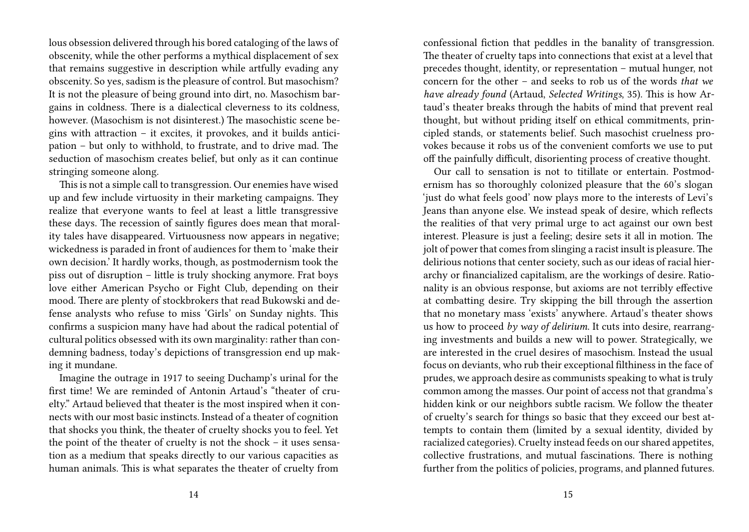lous obsession delivered through his bored cataloging of the laws of obscenity, while the other performs a mythical displacement of sex that remains suggestive in description while artfully evading any obscenity. So yes, sadism is the pleasure of control. But masochism? It is not the pleasure of being ground into dirt, no. Masochism bargains in coldness. There is a dialectical cleverness to its coldness, however. (Masochism is not disinterest.) The masochistic scene begins with attraction – it excites, it provokes, and it builds anticipation – but only to withhold, to frustrate, and to drive mad. The seduction of masochism creates belief, but only as it can continue stringing someone along.

This is not a simple call to transgression. Our enemies have wised up and few include virtuosity in their marketing campaigns. They realize that everyone wants to feel at least a little transgressive these days. The recession of saintly figures does mean that morality tales have disappeared. Virtuousness now appears in negative; wickedness is paraded in front of audiences for them to 'make their own decision.' It hardly works, though, as postmodernism took the piss out of disruption – little is truly shocking anymore. Frat boys love either American Psycho or Fight Club, depending on their mood. There are plenty of stockbrokers that read Bukowski and defense analysts who refuse to miss 'Girls' on Sunday nights. This confirms a suspicion many have had about the radical potential of cultural politics obsessed with its own marginality: rather than condemning badness, today's depictions of transgression end up making it mundane.

Imagine the outrage in 1917 to seeing Duchamp's urinal for the first time! We are reminded of Antonin Artaud's "theater of cruelty." Artaud believed that theater is the most inspired when it connects with our most basic instincts. Instead of a theater of cognition that shocks you think, the theater of cruelty shocks you to feel. Yet the point of the theater of cruelty is not the shock – it uses sensation as a medium that speaks directly to our various capacities as human animals. This is what separates the theater of cruelty from confessional fiction that peddles in the banality of transgression. The theater of cruelty taps into connections that exist at a level that precedes thought, identity, or representation – mutual hunger, not concern for the other – and seeks to rob us of the words *that we have already found* (Artaud, *Selected Writings*, 35). This is how Artaud's theater breaks through the habits of mind that prevent real thought, but without priding itself on ethical commitments, principled stands, or statements belief. Such masochist cruelness provokes because it robs us of the convenient comforts we use to put off the painfully difficult, disorienting process of creative thought.

Our call to sensation is not to titillate or entertain. Postmodernism has so thoroughly colonized pleasure that the 60's slogan 'just do what feels good' now plays more to the interests of Levi's Jeans than anyone else. We instead speak of desire, which reflects the realities of that very primal urge to act against our own best interest. Pleasure is just a feeling; desire sets it all in motion. The jolt of power that comes from slinging a racist insult is pleasure. The delirious notions that center society, such as our ideas of racial hierarchy or financialized capitalism, are the workings of desire. Rationality is an obvious response, but axioms are not terribly effective at combatting desire. Try skipping the bill through the assertion that no monetary mass 'exists' anywhere. Artaud's theater shows us how to proceed *by way of delirium*. It cuts into desire, rearranging investments and builds a new will to power. Strategically, we are interested in the cruel desires of masochism. Instead the usual focus on deviants, who rub their exceptional filthiness in the face of prudes, we approach desire as communists speaking to what is truly common among the masses. Our point of access not that grandma's hidden kink or our neighbors subtle racism. We follow the theater of cruelty's search for things so basic that they exceed our best attempts to contain them (limited by a sexual identity, divided by racialized categories). Cruelty instead feeds on our shared appetites, collective frustrations, and mutual fascinations. There is nothing further from the politics of policies, programs, and planned futures.